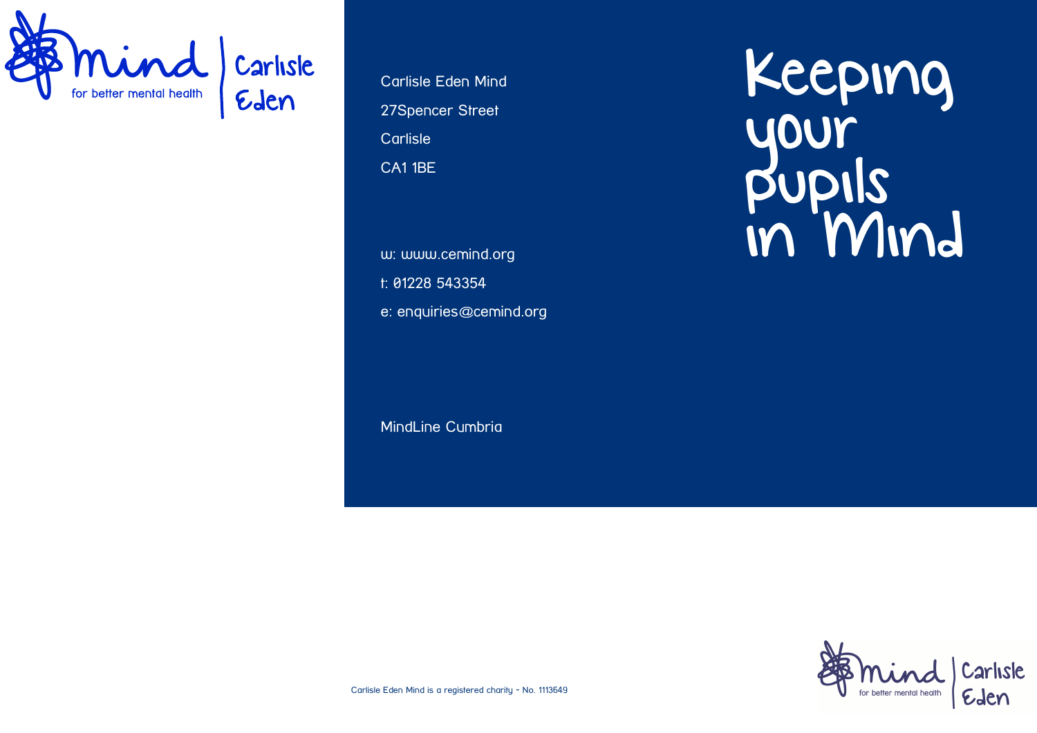mind for better mental health | Carlisle Eden

# Keeping your pupils in Mind

Carlisle Eden Mind

27Spencer Street

Carlisle

CA1 1BE

w: www.cemind.org

t: 01228 543354

e: enquiries@cemind.org

MindLine Cumbria

Carlisle Eden Mind is a registered charity - No. 1113649

mind for better mental health | Carlisle Eden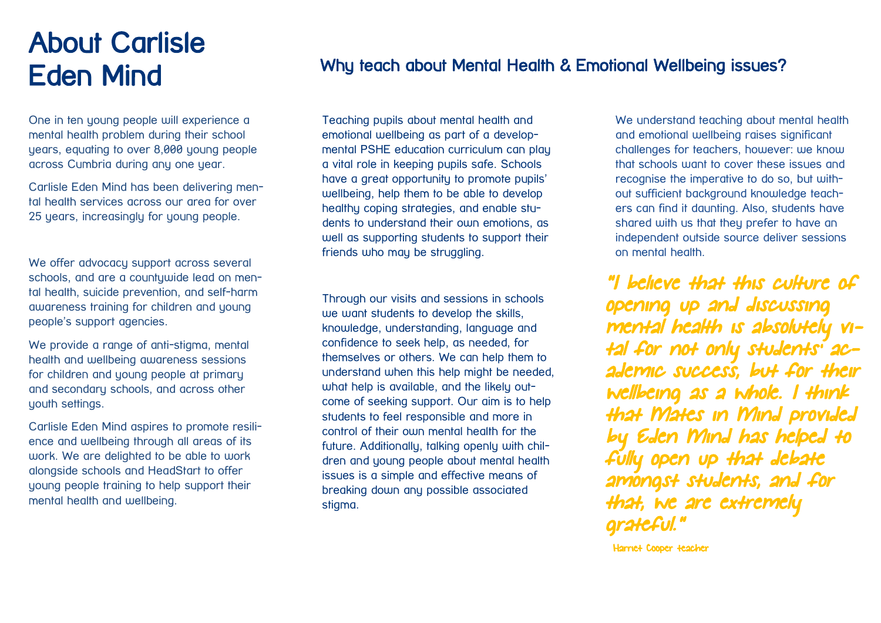# About Carlisle Eden Mind

One in ten young people will experience a mental health problem during their school years, equating to over 8,000 young people across Cumbria during any one year.

Carlisle Eden Mind has been delivering mental health services across our area for over 25 years, increasingly for young people.

We offer advocacy support across several schools, and are a countywide lead on mental health, suicide prevention, and self-harm awareness training for children and young people's support agencies.

We provide a range of anti-stigma, mental health and wellbeing awareness sessions for children and young people at primary and secondary schools, and across other youth settings.

Carlisle Eden Mind aspires to promote resilience and wellbeing through all areas of its work. We are delighted to be able to work alongside schools and HeadStart to offer young people training to help support their mental health and wellbeing.

## Why teach about Mental Health & Emotional Wellbeing issues?

Teaching pupils about mental health and emotional wellbeing as part of a developmental PSHE education curriculum can play a vital role in keeping pupils safe. Schools have a great opportunity to promote pupils' wellbeing, help them to be able to develop healthy coping strategies, and enable students to understand their own emotions, as well as supporting students to support their friends who may be struggling.

Through our visits and sessions in schools we want students to develop the skills, knowledge, understanding, language and confidence to seek help, as needed, for themselves or others. We can help them to understand when this help might be needed, what help is available, and the likely outcome of seeking support. Our aim is to help students to feel responsible and more in control of their own mental health for the future. Additionally, talking openly with children and young people about mental health issues is a simple and effective means of breaking down any possible associated stigma.

We understand teaching about mental health and emotional wellbeing raises significant challenges for teachers, however: we know that schools want to cover these issues and recognise the imperative to do so, but without sufficient background knowledge teachers can find it daunting. Also, students have shared with us that they prefer to have an independent outside source deliver sessions on mental health.

> "I believe that this culture of opening up and discussing mental health is absolutely vital for not only students' academic success, but for their wellbeing as a whole. I think that Mates in Mind provided by Eden Mind has helped to fully open up that debate amongst students, and for that, we are extremely grateful."
>
> Harriet Cooper teacher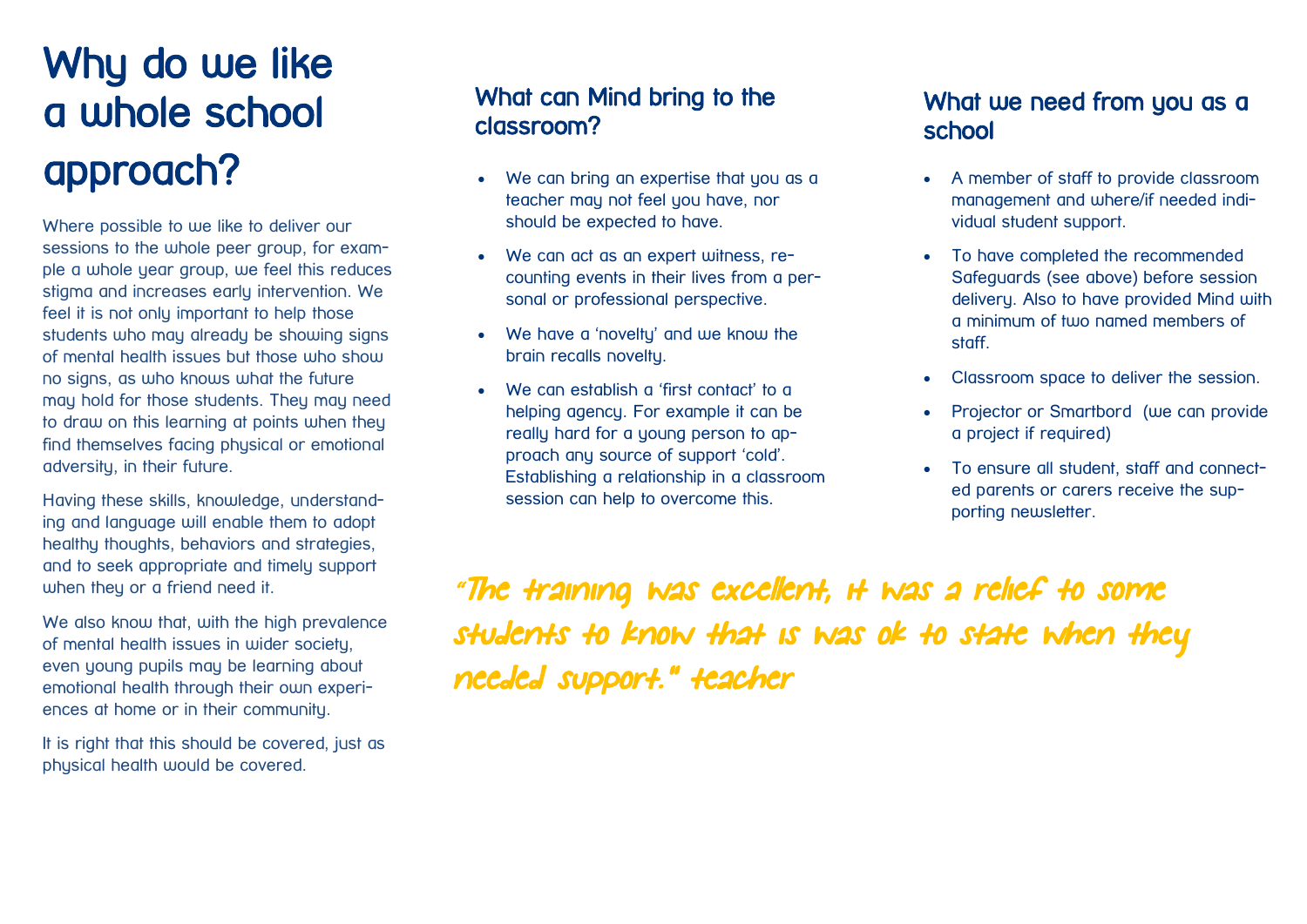# Why do we like a whole school approach?

Where possible to we like to deliver our sessions to the whole peer group, for example a whole year group, we feel this reduces stigma and increases early intervention. We feel it is not only important to help those students who may already be showing signs of mental health issues but those who show no signs, as who knows what the future may hold for those students. They may need to draw on this learning at points when they find themselves facing physical or emotional adversity, in their future.

Having these skills, knowledge, understanding and language will enable them to adopt healthy thoughts, behaviors and strategies, and to seek appropriate and timely support when they or a friend need it.

We also know that, with the high prevalence of mental health issues in wider society, even young pupils may be learning about emotional health through their own experiences at home or in their community.

It is right that this should be covered, just as physical health would be covered.

## What can Mind bring to the classroom?

- We can bring an expertise that you as a teacher may not feel you have, nor should be expected to have.
- We can act as an expert witness, recounting events in their lives from a personal or professional perspective.
- We have a 'novelty' and we know the brain recalls novelty.
- We can establish a 'first contact' to a helping agency. For example it can be really hard for a young person to approach any source of support 'cold'. Establishing a relationship in a classroom session can help to overcome this.

## What we need from you as a school

- A member of staff to provide classroom management and where/if needed individual student support.
- To have completed the recommended Safeguards (see above) before session delivery. Also to have provided Mind with a minimum of two named members of staff.
- Classroom space to deliver the session.
- Projector or Smartbord (we can provide a project if required)
- To ensure all student, staff and connected parents or carers receive the supporting newsletter.

*"The training was excellent, it was a relief to some students to know that is was ok to state when they needed support." teacher*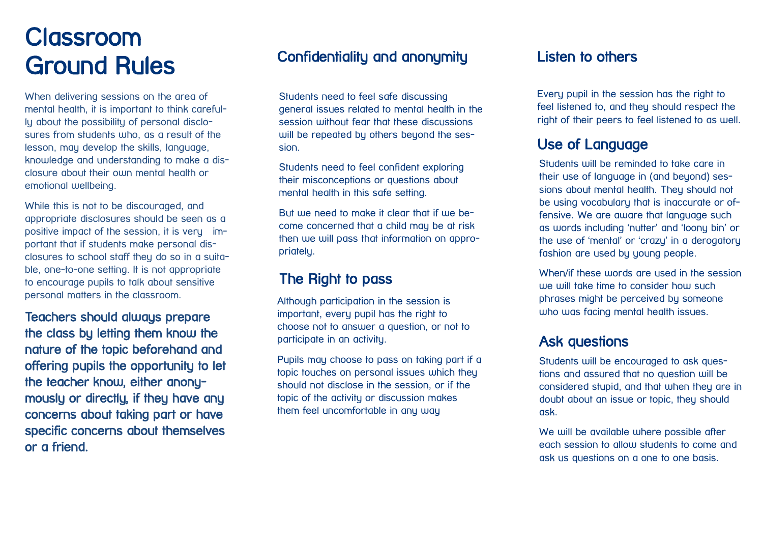# Classroom Ground Rules

When delivering sessions on the area of mental health, it is important to think carefully about the possibility of personal disclosures from students who, as a result of the lesson, may develop the skills, language, knowledge and understanding to make a disclosure about their own mental health or emotional wellbeing.

While this is not to be discouraged, and appropriate disclosures should be seen as a positive impact of the session, it is very important that if students make personal disclosures to school staff they do so in a suitable, one-to-one setting. It is not appropriate to encourage pupils to talk about sensitive personal matters in the classroom.

**Teachers should always prepare the class by letting them know the nature of the topic beforehand and offering pupils the opportunity to let the teacher know, either anonymously or directly, if they have any concerns about taking part or have specific concerns about themselves or a friend.**

## Confidentiality and anonymity

Students need to feel safe discussing general issues related to mental health in the session without fear that these discussions will be repeated by others beyond the session.

Students need to feel confident exploring their misconceptions or questions about mental health in this safe setting.

But we need to make it clear that if we become concerned that a child may be at risk then we will pass that information on appropriately.

## The Right to pass

Although participation in the session is important, every pupil has the right to choose not to answer a question, or not to participate in an activity.

Pupils may choose to pass on taking part if a topic touches on personal issues which they should not disclose in the session, or if the topic of the activity or discussion makes them feel uncomfortable in any way

## Listen to others

Every pupil in the session has the right to feel listened to, and they should respect the right of their peers to feel listened to as well.

## Use of Language

Students will be reminded to take care in their use of language in (and beyond) sessions about mental health. They should not be using vocabulary that is inaccurate or offensive. We are aware that language such as words including 'nutter' and 'loony bin' or the use of 'mental' or 'crazy' in a derogatory fashion are used by young people.

When/if these words are used in the session we will take time to consider how such phrases might be perceived by someone who was facing mental health issues.

## Ask questions

Students will be encouraged to ask questions and assured that no question will be considered stupid, and that when they are in doubt about an issue or topic, they should ask.

We will be available where possible after each session to allow students to come and ask us questions on a one to one basis.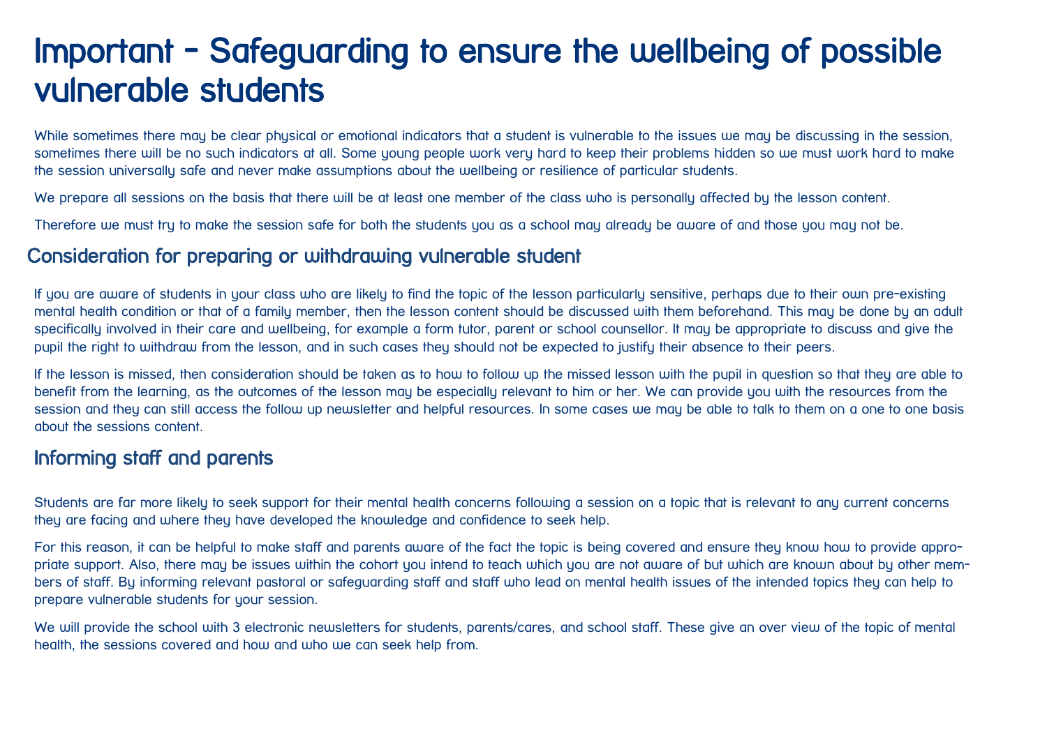# Important - Safeguarding to ensure the wellbeing of possible vulnerable students

While sometimes there may be clear physical or emotional indicators that a student is vulnerable to the issues we may be discussing in the session, sometimes there will be no such indicators at all. Some young people work very hard to keep their problems hidden so we must work hard to make the session universally safe and never make assumptions about the wellbeing or resilience of particular students.

We prepare all sessions on the basis that there will be at least one member of the class who is personally affected by the lesson content.

Therefore we must try to make the session safe for both the students you as a school may already be aware of and those you may not be.

## Consideration for preparing or withdrawing vulnerable student

If you are aware of students in your class who are likely to find the topic of the lesson particularly sensitive, perhaps due to their own pre-existing mental health condition or that of a family member, then the lesson content should be discussed with them beforehand. This may be done by an adult specifically involved in their care and wellbeing, for example a form tutor, parent or school counsellor. It may be appropriate to discuss and give the pupil the right to withdraw from the lesson, and in such cases they should not be expected to justify their absence to their peers.

If the lesson is missed, then consideration should be taken as to how to follow up the missed lesson with the pupil in question so that they are able to benefit from the learning, as the outcomes of the lesson may be especially relevant to him or her. We can provide you with the resources from the session and they can still access the follow up newsletter and helpful resources. In some cases we may be able to talk to them on a one to one basis about the sessions content.

## Informing staff and parents

Students are far more likely to seek support for their mental health concerns following a session on a topic that is relevant to any current concerns they are facing and where they have developed the knowledge and confidence to seek help.

For this reason, it can be helpful to make staff and parents aware of the fact the topic is being covered and ensure they know how to provide appropriate support. Also, there may be issues within the cohort you intend to teach which you are not aware of but which are known about by other members of staff. By informing relevant pastoral or safeguarding staff and staff who lead on mental health issues of the intended topics they can help to prepare vulnerable students for your session.

We will provide the school with 3 electronic newsletters for students, parents/cares, and school staff. These give an over view of the topic of mental health, the sessions covered and how and who we can seek help from.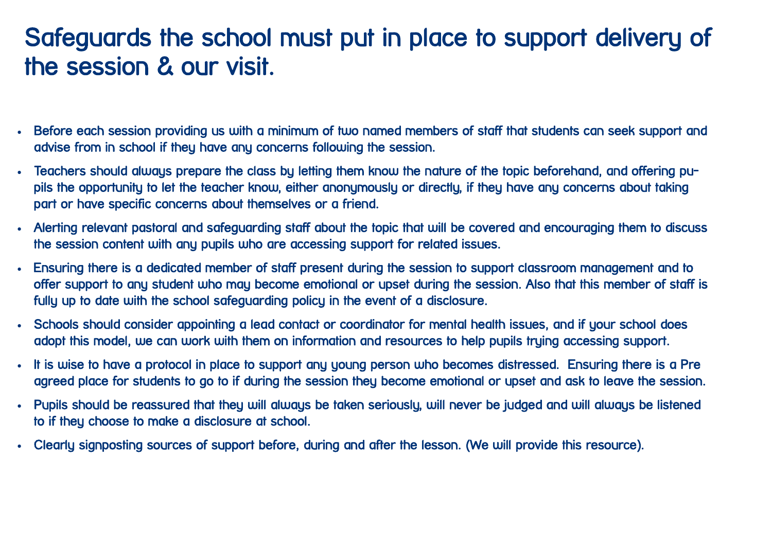# Safeguards the school must put in place to support delivery of the session & our visit.

- Before each session providing us with a minimum of two named members of staff that students can seek support and advise from in school if they have any concerns following the session.
- Teachers should always prepare the class by letting them know the nature of the topic beforehand, and offering pupils the opportunity to let the teacher know, either anonymously or directly, if they have any concerns about taking part or have specific concerns about themselves or a friend.
- Alerting relevant pastoral and safeguarding staff about the topic that will be covered and encouraging them to discuss the session content with any pupils who are accessing support for related issues.
- Ensuring there is a dedicated member of staff present during the session to support classroom management and to offer support to any student who may become emotional or upset during the session. Also that this member of staff is fully up to date with the school safeguarding policy in the event of a disclosure.
- Schools should consider appointing a lead contact or coordinator for mental health issues, and if your school does adopt this model, we can work with them on information and resources to help pupils trying accessing support.
- It is wise to have a protocol in place to support any young person who becomes distressed. Ensuring there is a Pre agreed place for students to go to if during the session they become emotional or upset and ask to leave the session.
- Pupils should be reassured that they will always be taken seriously, will never be judged and will always be listened to if they choose to make a disclosure at school.
- Clearly signposting sources of support before, during and after the lesson. (We will provide this resource).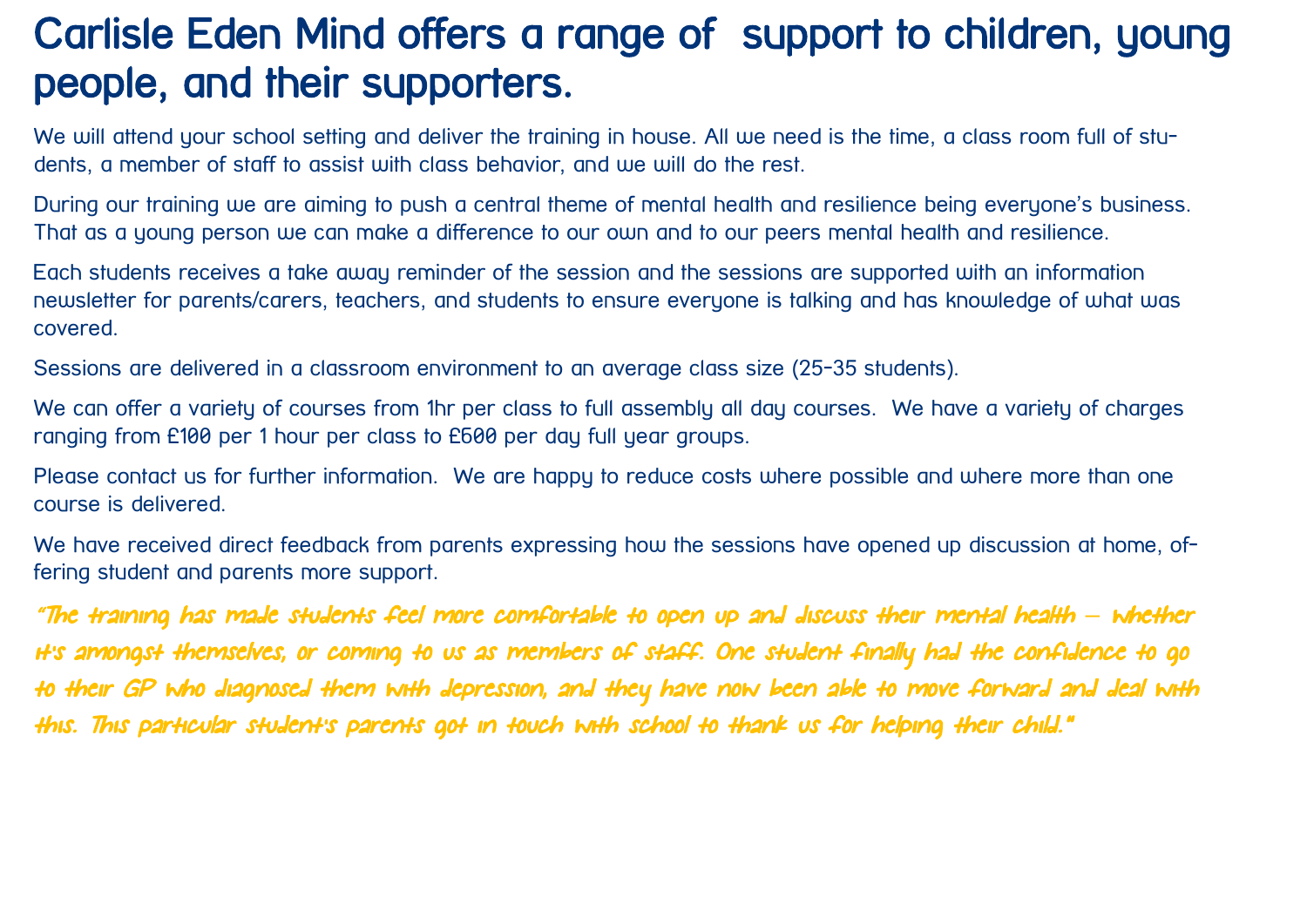# Carlisle Eden Mind offers a range of support to children, young people, and their supporters.

We will attend your school setting and deliver the training in house. All we need is the time, a class room full of students, a member of staff to assist with class behavior, and we will do the rest.

During our training we are aiming to push a central theme of mental health and resilience being everyone's business. That as a young person we can make a difference to our own and to our peers mental health and resilience.

Each students receives a take away reminder of the session and the sessions are supported with an information newsletter for parents/carers, teachers, and students to ensure everyone is talking and has knowledge of what was covered.

Sessions are delivered in a classroom environment to an average class size (25-35 students).

We can offer a variety of courses from 1hr per class to full assembly all day courses. We have a variety of charges ranging from £100 per 1 hour per class to £600 per day full year groups.

Please contact us for further information. We are happy to reduce costs where possible and where more than one course is delivered.

We have received direct feedback from parents expressing how the sessions have opened up discussion at home, offering student and parents more support.

*"The training has made students feel more comfortable to open up and discuss their mental health – whether it's amongst themselves, or coming to us as members of staff. One student finally had the confidence to go to their GP who diagnosed them with depression, and they have now been able to move forward and deal with this. This particular student's parents got in touch with school to thank us for helping their child."*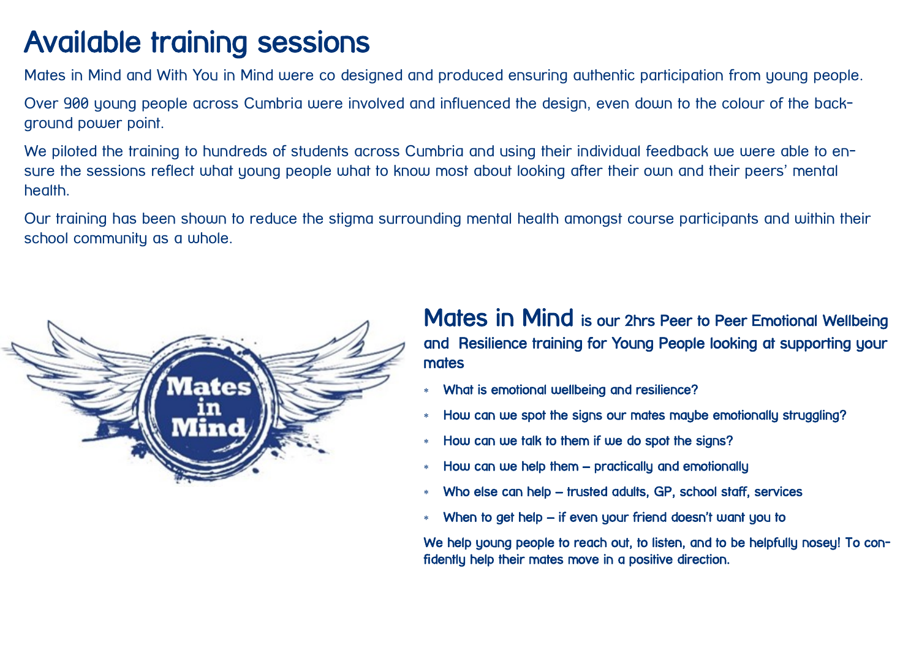# Available training sessions

Mates in Mind and With You in Mind were co designed and produced ensuring authentic participation from young people.

Over 900 young people across Cumbria were involved and influenced the design, even down to the colour of the background power point.

We piloted the training to hundreds of students across Cumbria and using their individual feedback we were able to ensure the sessions reflect what young people what to know most about looking after their own and their peers' mental health.

Our training has been shown to reduce the stigma surrounding mental health amongst course participants and within their school community as a whole.

## Mates in Mind is our 2hrs Peer to Peer Emotional Wellbeing and Resilience training for Young People looking at supporting your mates

- What is emotional wellbeing and resilience?
- How can we spot the signs our mates maybe emotionally struggling?
- How can we talk to them if we do spot the signs?
- How can we help them – practically and emotionally
- Who else can help – trusted adults, GP, school staff, services
- When to get help – if even your friend doesn't want you to

**We help young people to reach out, to listen, and to be helpfully nosey! To confidently help their mates move in a positive direction.**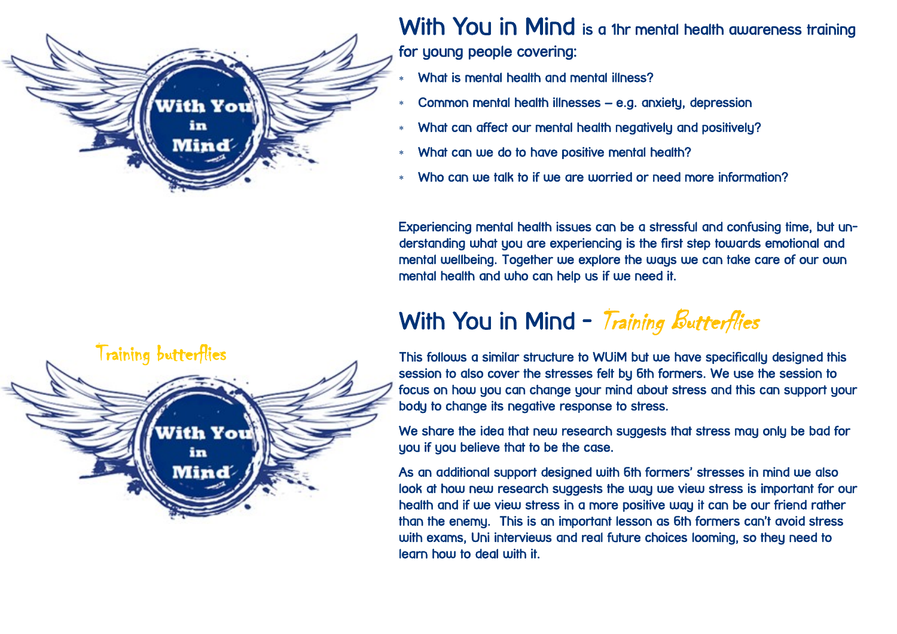**With You in Mind** is a 1hr mental health awareness training for young people covering:

- What is mental health and mental illness?
- Common mental health illnesses – e.g. anxiety, depression
- What can affect our mental health negatively and positively?
- What can we do to have positive mental health?
- Who can we talk to if we are worried or need more information?

Experiencing mental health issues can be a stressful and confusing time, but understanding what you are experiencing is the first step towards emotional and mental wellbeing. Together we explore the ways we can take care of our own mental health and who can help us if we need it.

## With You in Mind - *Training Butterflies*

This follows a similar structure to WUiM but we have specifically designed this session to also cover the stresses felt by 6th formers. We use the session to focus on how you can change your mind about stress and this can support your body to change its negative response to stress.

We share the idea that new research suggests that stress may only be bad for you if you believe that to be the case.

As an additional support designed with 6th formers' stresses in mind we also look at how new research suggests the way we view stress is important for our health and if we view stress in a more positive way it can be our friend rather than the enemy. This is an important lesson as 6th formers can't avoid stress with exams, Uni interviews and real future choices looming, so they need to learn how to deal with it.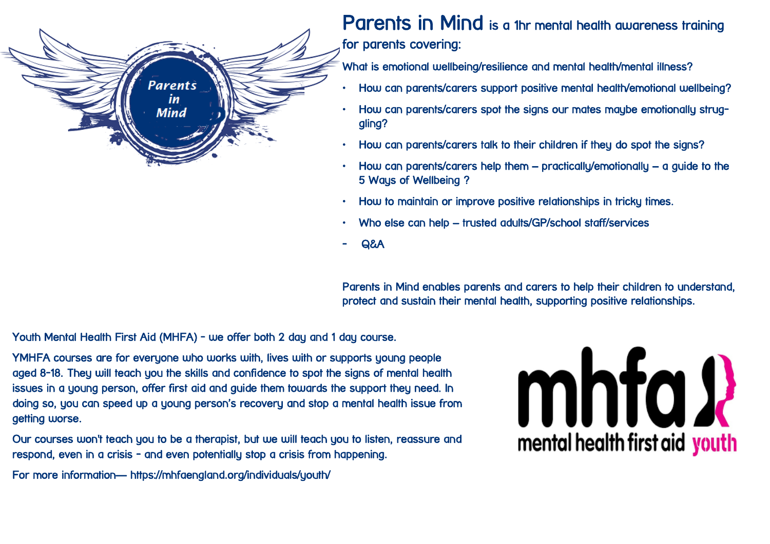## **Parents in Mind** is a 1hr mental health awareness training for parents covering:

What is emotional wellbeing/resilience and mental health/mental illness?

- How can parents/carers support positive mental health/emotional wellbeing?
- How can parents/carers spot the signs our mates maybe emotionally struggling?
- How can parents/carers talk to their children if they do spot the signs?
- How can parents/carers help them – practically/emotionally – a guide to the 5 Ways of Wellbeing ?
- How to maintain or improve positive relationships in tricky times.
- Who else can help – trusted adults/GP/school staff/services
- Q&A

Parents in Mind enables parents and carers to help their children to understand, protect and sustain their mental health, supporting positive relationships.

Youth Mental Health First Aid (MHFA) - we offer both 2 day and 1 day course.

YMHFA courses are for everyone who works with, lives with or supports young people aged 8-18. They will teach you the skills and confidence to spot the signs of mental health issues in a young person, offer first aid and guide them towards the support they need. In doing so, you can speed up a young person's recovery and stop a mental health issue from getting worse.

Our courses won't teach you to be a therapist, but we will teach you to listen, reassure and respond, even in a crisis - and even potentially stop a crisis from happening.

For more information— https://mhfaengland.org/individuals/youth/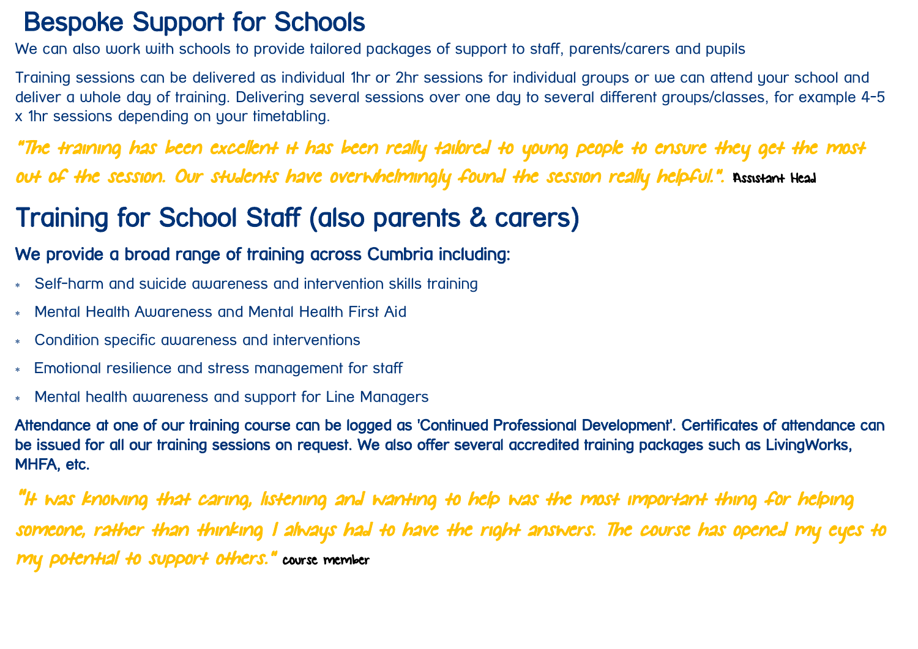# Bespoke Support for Schools

We can also work with schools to provide tailored packages of support to staff, parents/carers and pupils

Training sessions can be delivered as individual 1hr or 2hr sessions for individual groups or we can attend your school and deliver a whole day of training. Delivering several sessions over one day to several different groups/classes, for example 4-5 x 1hr sessions depending on your timetabling.

*"The training has been excellent it has been really tailored to young people to ensure they get the most out of the session. Our students have overwhelmingly found the session really helpful.".* Assistant Head

# Training for School Staff (also parents & carers)

**We provide a broad range of training across Cumbria including:**

- Self-harm and suicide awareness and intervention skills training
- Mental Health Awareness and Mental Health First Aid
- Condition specific awareness and interventions
- Emotional resilience and stress management for staff
- Mental health awareness and support for Line Managers

**Attendance at one of our training course can be logged as 'Continued Professional Development'. Certificates of attendance can be issued for all our training sessions on request. We also offer several accredited training packages such as LivingWorks, MHFA, etc.**

*"It was knowing that caring, listening and wanting to help was the most important thing for helping someone, rather than thinking I always had to have the right answers. The course has opened my eyes to my potential to support others."* course member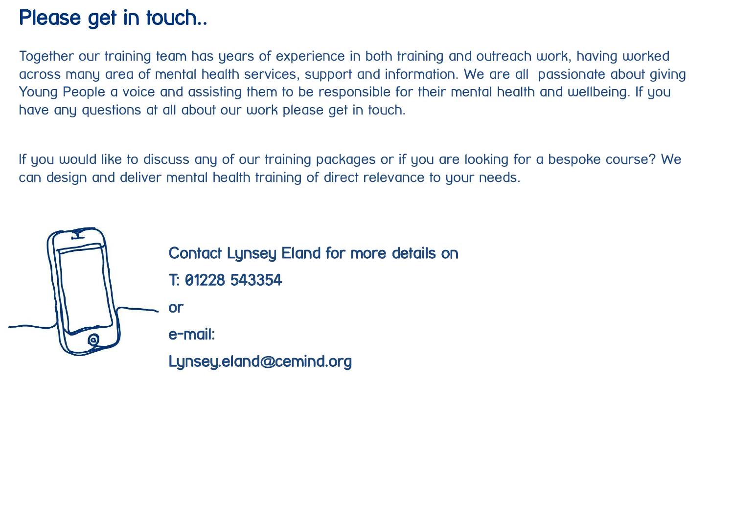# Please get in touch..

Together our training team has years of experience in both training and outreach work, having worked across many area of mental health services, support and information. We are all  passionate about giving Young People a voice and assisting them to be responsible for their mental health and wellbeing. If you have any questions at all about our work please get in touch.

If you would like to discuss any of our training packages or if you are looking for a bespoke course? We can design and deliver mental health training of direct relevance to your needs.

**Contact Lynsey Eland for more details on**

**T: 01228 543354**

**or**

**e-mail:**

**Lynsey.eland@cemind.org**